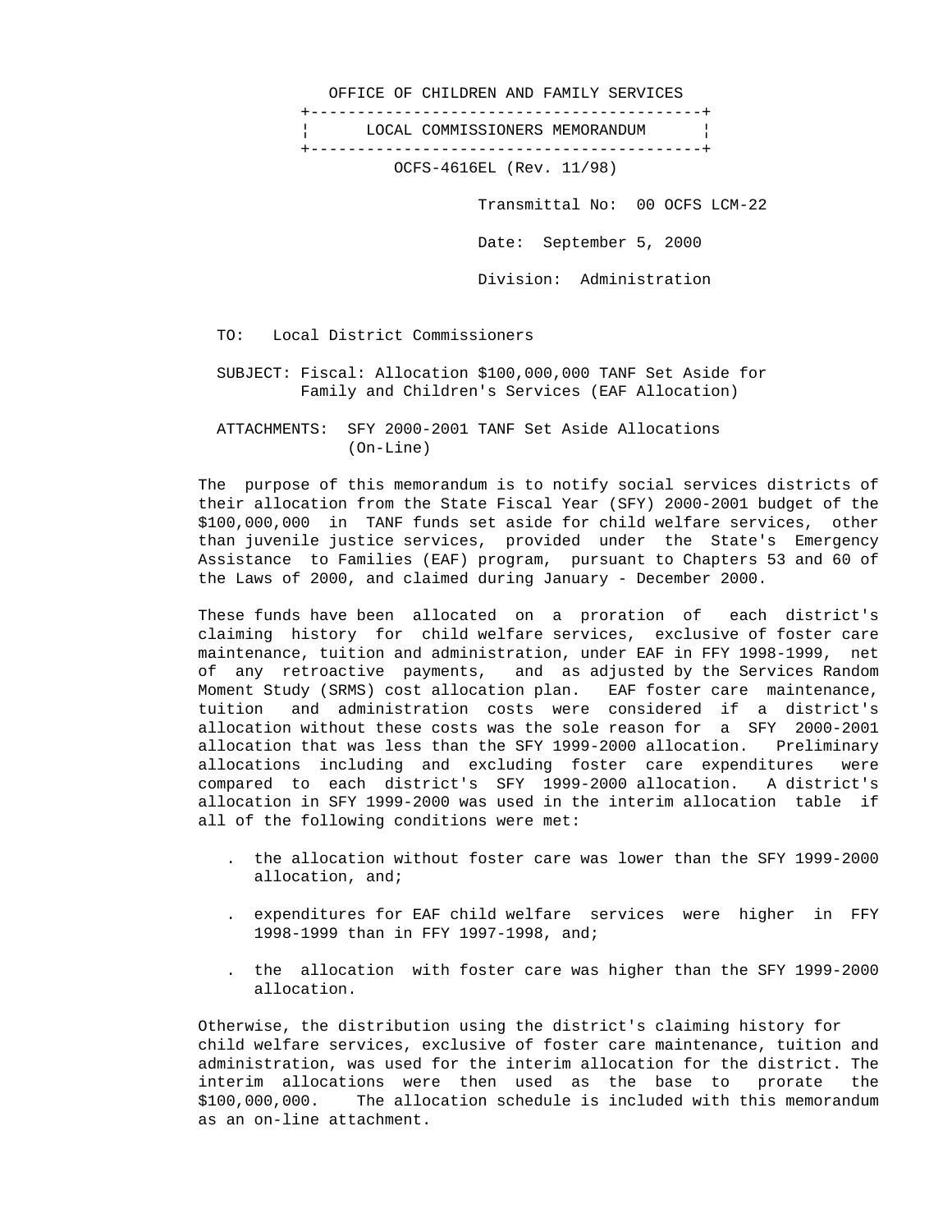OFFICE OF CHILDREN AND FAMILY SERVICES

## LOCAL COMMISSIONERS MEMORANDUM

OCFS-4616EL (Rev. 11/98)

Transmittal No: 00 OCFS LCM-22

Date: September 5, 2000

Division: Administration

TO: Local District Commissioners

SUBJECT: Fiscal: Allocation $100,000,000 TANF Set Aside for Family and Children's Services (EAF Allocation)

ATTACHMENTS: SFY 2000-2001 TANF Set Aside Allocations (On-Line)

The purpose of this memorandum is to notify social services districts of their allocation from the State Fiscal Year (SFY) 2000-2001 budget of the $100,000,000 in TANF funds set aside for child welfare services, other than juvenile justice services, provided under the State's Emergency Assistance to Families (EAF) program, pursuant to Chapters 53 and 60 of the Laws of 2000, and claimed during January - December 2000.

These funds have been allocated on a proration of each district's claiming history for child welfare services, exclusive of foster care maintenance, tuition and administration, under EAF in FFY 1998-1999, net of any retroactive payments, and as adjusted by the Services Random Moment Study (SRMS) cost allocation plan. EAF foster care maintenance, tuition and administration costs were considered if a district's allocation without these costs was the sole reason for a SFY 2000-2001 allocation that was less than the SFY 1999-2000 allocation. Preliminary allocations including and excluding foster care expenditures were compared to each district's SFY 1999-2000 allocation. A district's allocation in SFY 1999-2000 was used in the interim allocation table if all of the following conditions were met:

- the allocation without foster care was lower than the SFY 1999-2000 allocation, and;
- expenditures for EAF child welfare services were higher in FFY 1998-1999 than in FFY 1997-1998, and;
- the allocation with foster care was higher than the SFY 1999-2000 allocation.

Otherwise, the distribution using the district's claiming history for child welfare services, exclusive of foster care maintenance, tuition and administration, was used for the interim allocation for the district. The interim allocations were then used as the base to prorate the $100,000,000. The allocation schedule is included with this memorandum as an on-line attachment.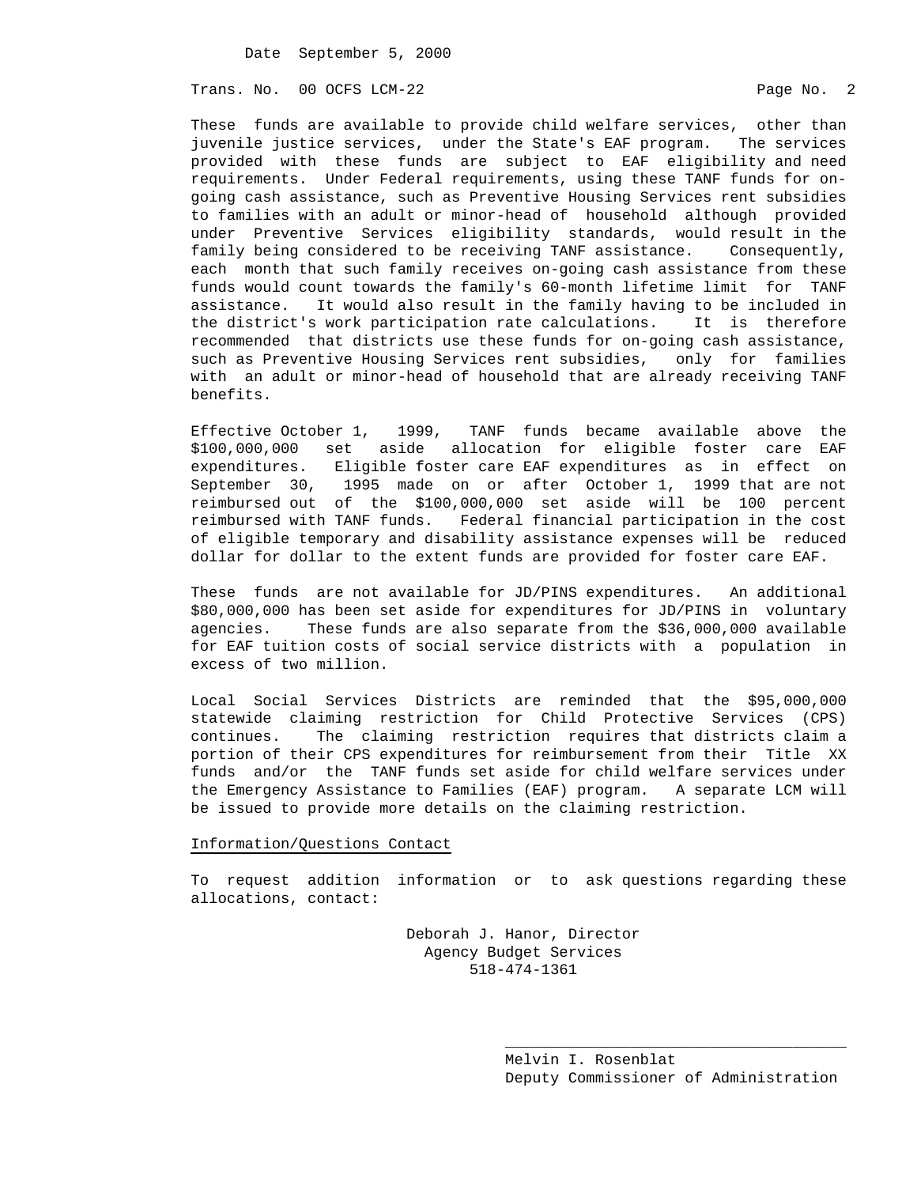These funds are available to provide child welfare services, other than juvenile justice services, under the State's EAF program. The services provided with these funds are subject to EAF eligibility and need requirements. Under Federal requirements, using these TANF funds for on-going cash assistance, such as Preventive Housing Services rent subsidies to families with an adult or minor-head of household although provided under Preventive Services eligibility standards, would result in the family being considered to be receiving TANF assistance. Consequently, each month that such family receives on-going cash assistance from these funds would count towards the family's 60-month lifetime limit for TANF assistance. It would also result in the family having to be included in the district's work participation rate calculations. It is therefore recommended that districts use these funds for on-going cash assistance, such as Preventive Housing Services rent subsidies, only for families with an adult or minor-head of household that are already receiving TANF benefits.

Effective October 1, 1999, TANF funds became available above the $100,000,000 set aside allocation for eligible foster care EAF expenditures. Eligible foster care EAF expenditures as in effect on September 30, 1995 made on or after October 1, 1999 that are not reimbursed out of the $100,000,000 set aside will be 100 percent reimbursed with TANF funds. Federal financial participation in the cost of eligible temporary and disability assistance expenses will be reduced dollar for dollar to the extent funds are provided for foster care EAF.

These funds are not available for JD/PINS expenditures. An additional $80,000,000 has been set aside for expenditures for JD/PINS in voluntary agencies. These funds are also separate from the $36,000,000 available for EAF tuition costs of social service districts with a population in excess of two million.

Local Social Services Districts are reminded that the $95,000,000 statewide claiming restriction for Child Protective Services (CPS) continues. The claiming restriction requires that districts claim a portion of their CPS expenditures for reimbursement from their Title XX funds and/or the TANF funds set aside for child welfare services under the Emergency Assistance to Families (EAF) program. A separate LCM will be issued to provide more details on the claiming restriction.

## Information/Questions Contact

To request addition information or to ask questions regarding these allocations, contact:

Deborah J. Hanor, Director
Agency Budget Services
518-474-1361

Melvin I. Rosenblat
Deputy Commissioner of Administration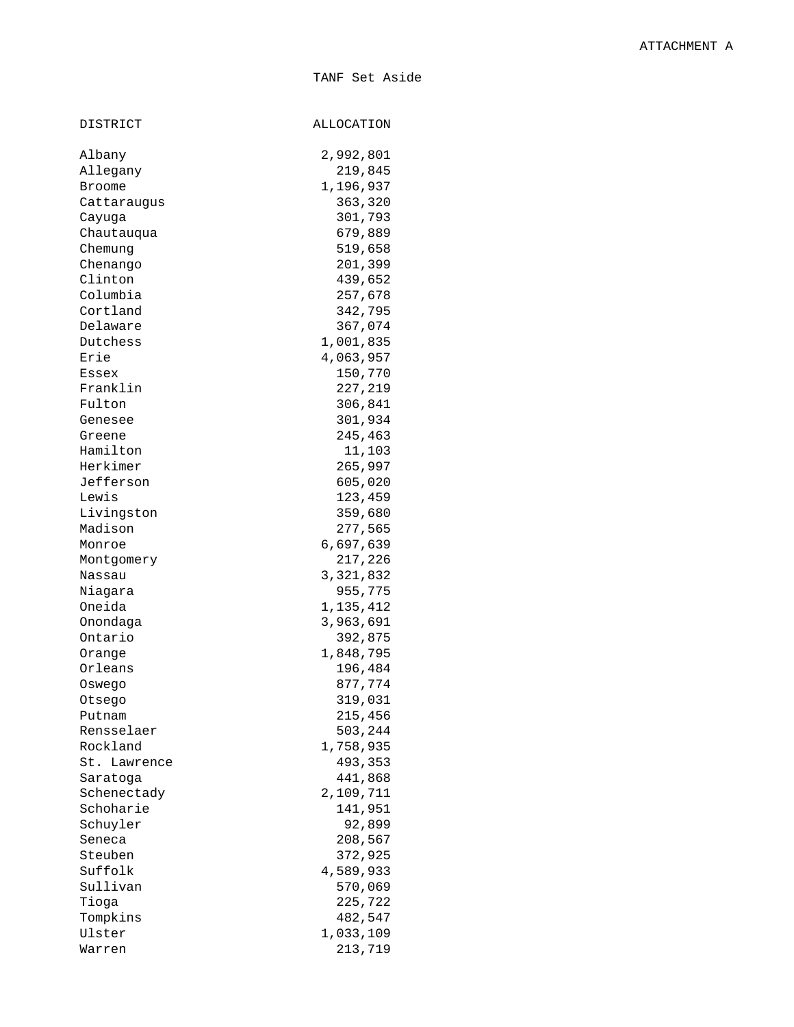ATTACHMENT A

TANF Set Aside

| DISTRICT | ALLOCATION |
| --- | --- |
| Albany | 2,992,801 |
| Allegany | 219,845 |
| Broome | 1,196,937 |
| Cattaraugus | 363,320 |
| Cayuga | 301,793 |
| Chautauqua | 679,889 |
| Chemung | 519,658 |
| Chenango | 201,399 |
| Clinton | 439,652 |
| Columbia | 257,678 |
| Cortland | 342,795 |
| Delaware | 367,074 |
| Dutchess | 1,001,835 |
| Erie | 4,063,957 |
| Essex | 150,770 |
| Franklin | 227,219 |
| Fulton | 306,841 |
| Genesee | 301,934 |
| Greene | 245,463 |
| Hamilton | 11,103 |
| Herkimer | 265,997 |
| Jefferson | 605,020 |
| Lewis | 123,459 |
| Livingston | 359,680 |
| Madison | 277,565 |
| Monroe | 6,697,639 |
| Montgomery | 217,226 |
| Nassau | 3,321,832 |
| Niagara | 955,775 |
| Oneida | 1,135,412 |
| Onondaga | 3,963,691 |
| Ontario | 392,875 |
| Orange | 1,848,795 |
| Orleans | 196,484 |
| Oswego | 877,774 |
| Otsego | 319,031 |
| Putnam | 215,456 |
| Rensselaer | 503,244 |
| Rockland | 1,758,935 |
| St. Lawrence | 493,353 |
| Saratoga | 441,868 |
| Schenectady | 2,109,711 |
| Schoharie | 141,951 |
| Schuyler | 92,899 |
| Seneca | 208,567 |
| Steuben | 372,925 |
| Suffolk | 4,589,933 |
| Sullivan | 570,069 |
| Tioga | 225,722 |
| Tompkins | 482,547 |
| Ulster | 1,033,109 |
| Warren | 213,719 |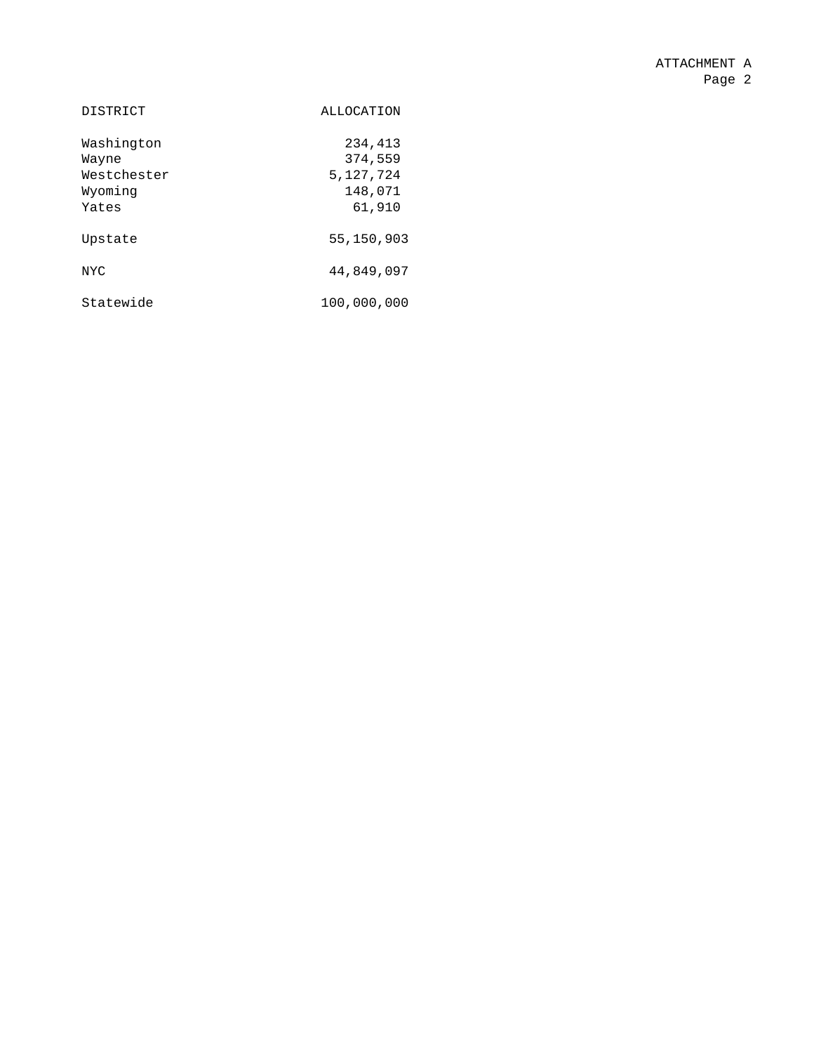| DISTRICT | ALLOCATION |
|---|---|
| Washington | 234,413 |
| Wayne | 374,559 |
| Westchester | 5,127,724 |
| Wyoming | 148,071 |
| Yates | 61,910 |
| Upstate | 55,150,903 |
| NYC | 44,849,097 |
| Statewide | 100,000,000 |